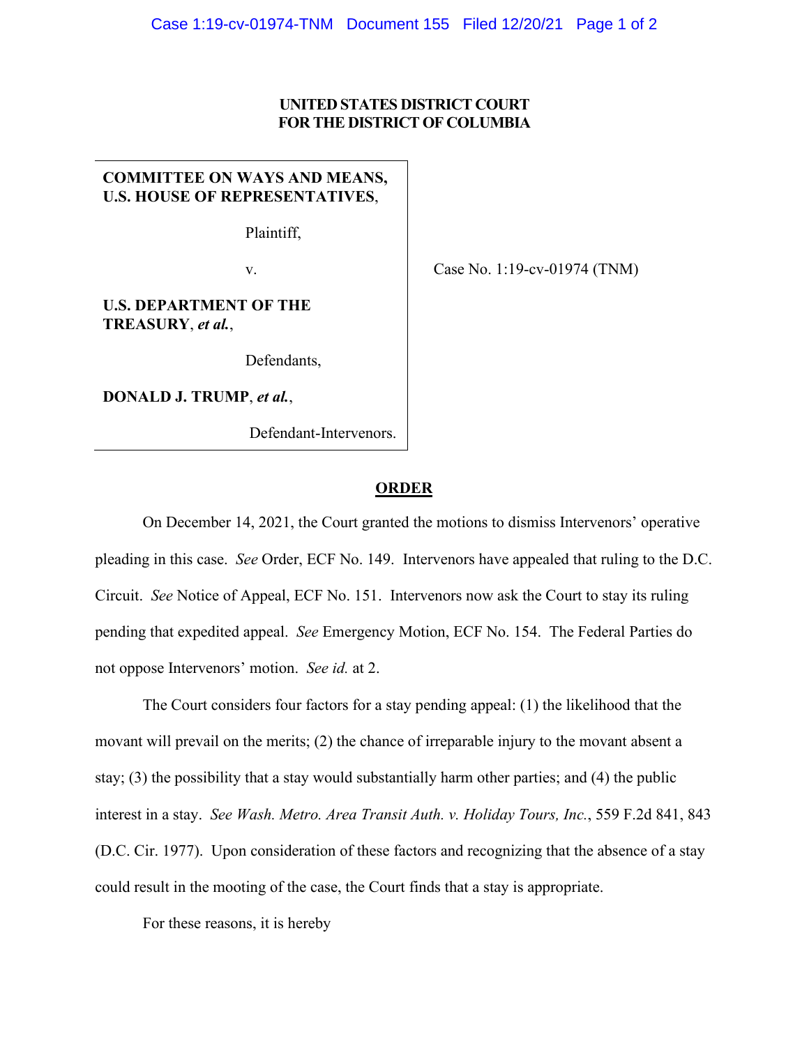**UNITED STATES DISTRICT COURT**
**FOR THE DISTRICT OF COLUMBIA**

**COMMITTEE ON WAYS AND MEANS, U.S. HOUSE OF REPRESENTATIVES**,

Plaintiff,

v.

**U.S. DEPARTMENT OF THE TREASURY**, ***et al.***,

Defendants,

**DONALD J. TRUMP**, ***et al.***,

Defendant-Intervenors.

Case No. 1:19-cv-01974 (TNM)

## ORDER

On December 14, 2021, the Court granted the motions to dismiss Intervenors' operative pleading in this case. *See* Order, ECF No. 149. Intervenors have appealed that ruling to the D.C. Circuit. *See* Notice of Appeal, ECF No. 151. Intervenors now ask the Court to stay its ruling pending that expedited appeal. *See* Emergency Motion, ECF No. 154. The Federal Parties do not oppose Intervenors' motion. *See id.* at 2.

The Court considers four factors for a stay pending appeal: (1) the likelihood that the movant will prevail on the merits; (2) the chance of irreparable injury to the movant absent a stay; (3) the possibility that a stay would substantially harm other parties; and (4) the public interest in a stay. *See Wash. Metro. Area Transit Auth. v. Holiday Tours, Inc.*, 559 F.2d 841, 843 (D.C. Cir. 1977). Upon consideration of these factors and recognizing that the absence of a stay could result in the mooting of the case, the Court finds that a stay is appropriate.

For these reasons, it is hereby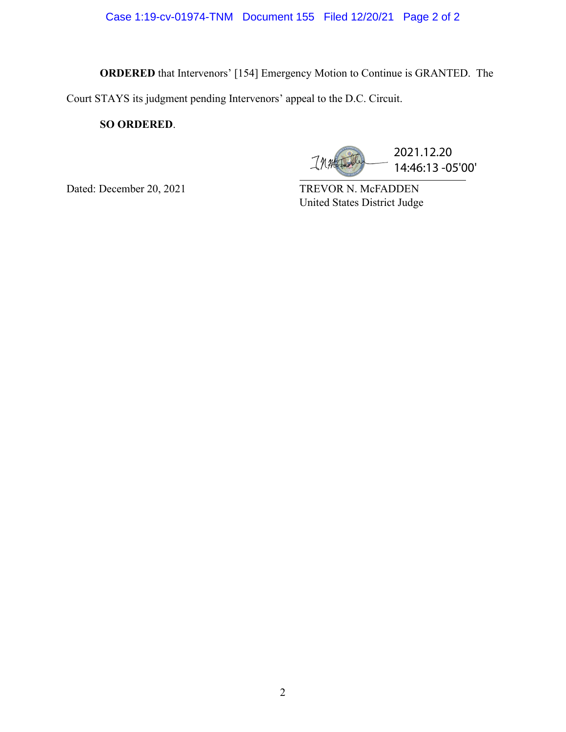**ORDERED** that Intervenors' [154] Emergency Motion to Continue is GRANTED. The Court STAYS its judgment pending Intervenors' appeal to the D.C. Circuit.

**SO ORDERED**.

2021.12.20
14:46:13 -05'00'

Dated: December 20, 2021

TREVOR N. McFADDEN
United States District Judge